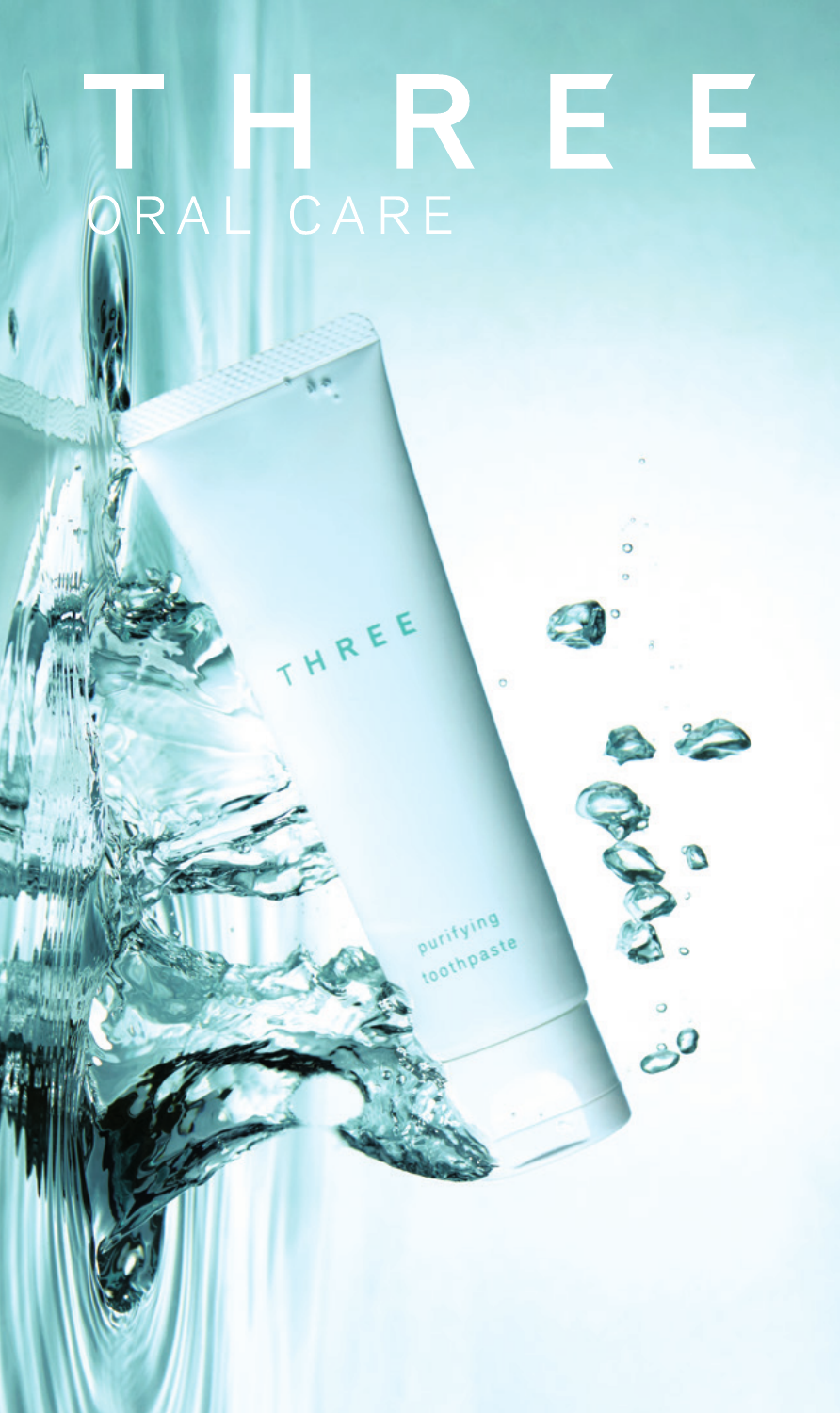# THREE

## ORAL CARE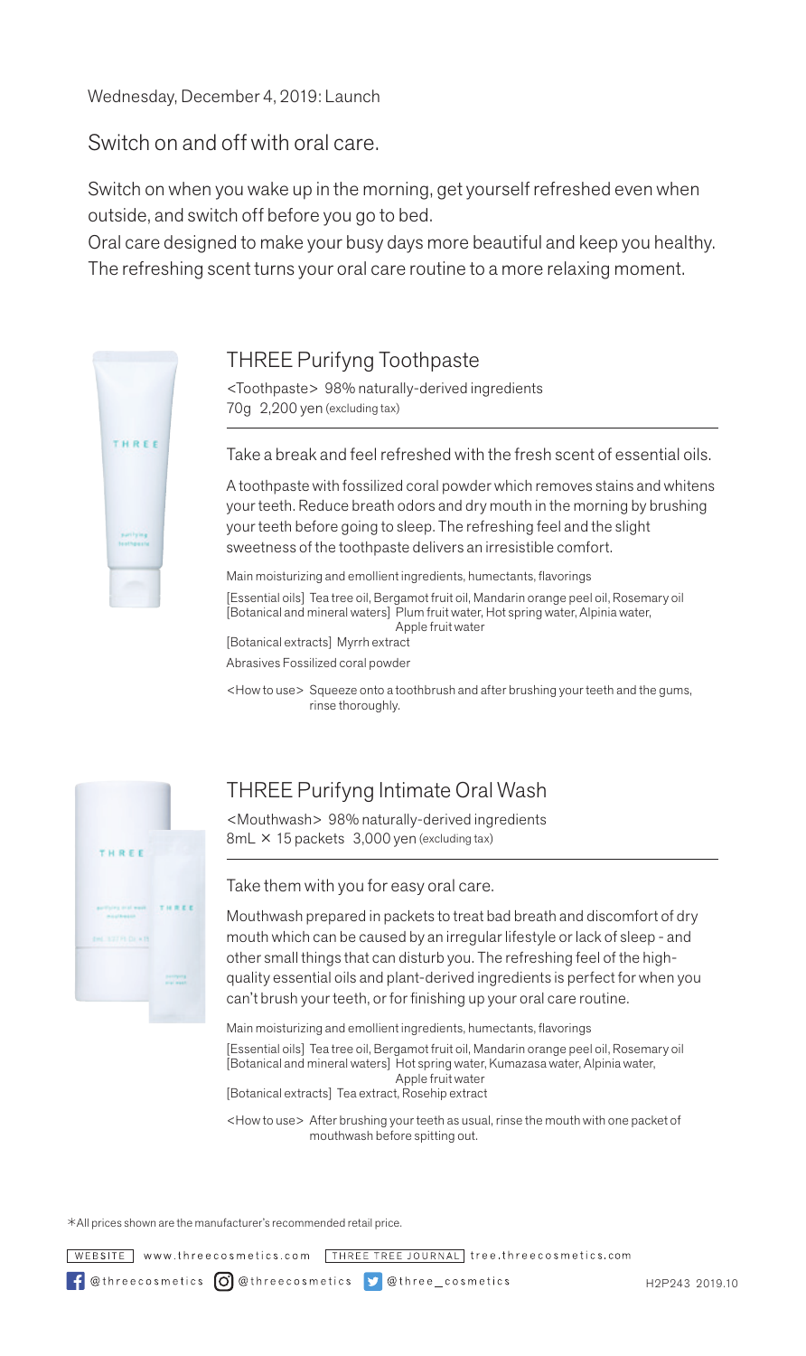Wednesday, December 4, 2019: Launch

## Switch on and off with oral care.

Switch on when you wake up in the morning, get yourself refreshed even when outside, and switch off before you go to bed.
Oral care designed to make your busy days more beautiful and keep you healthy.
The refreshing scent turns your oral care routine to a more relaxing moment.

### THREE Purifyng Toothpaste

<Toothpaste> 98% naturally-derived ingredients
70g 2,200 yen (excluding tax)

Take a break and feel refreshed with the fresh scent of essential oils.

A toothpaste with fossilized coral powder which removes stains and whitens your teeth. Reduce breath odors and dry mouth in the morning by brushing your teeth before going to sleep. The refreshing feel and the slight sweetness of the toothpaste delivers an irresistible comfort.

Main moisturizing and emollient ingredients, humectants, flavorings

[Essential oils] Tea tree oil, Bergamot fruit oil, Mandarin orange peel oil, Rosemary oil
[Botanical and mineral waters] Plum fruit water, Hot spring water, Alpinia water, Apple fruit water
[Botanical extracts] Myrrh extract

Abrasives Fossilized coral powder

<How to use> Squeeze onto a toothbrush and after brushing your teeth and the gums, rinse thoroughly.

### THREE Purifyng Intimate Oral Wash

<Mouthwash> 98% naturally-derived ingredients
8mL × 15 packets 3,000 yen (excluding tax)

Take them with you for easy oral care.

Mouthwash prepared in packets to treat bad breath and discomfort of dry mouth which can be caused by an irregular lifestyle or lack of sleep - and other small things that can disturb you. The refreshing feel of the high-quality essential oils and plant-derived ingredients is perfect for when you can't brush your teeth, or for finishing up your oral care routine.

Main moisturizing and emollient ingredients, humectants, flavorings

[Essential oils] Tea tree oil, Bergamot fruit oil, Mandarin orange peel oil, Rosemary oil
[Botanical and mineral waters] Hot spring water, Kumazasa water, Alpinia water, Apple fruit water
[Botanical extracts] Tea extract, Rosehip extract

<How to use> After brushing your teeth as usual, rinse the mouth with one packet of mouthwash before spitting out.

*All prices shown are the manufacturer's recommended retail price.

WEBSITE www.threecosmetics.com THREE TREE JOURNAL tree.threecosmetics.com

@threecosmetics @threecosmetics @three_cosmetics H2P243 2019.10